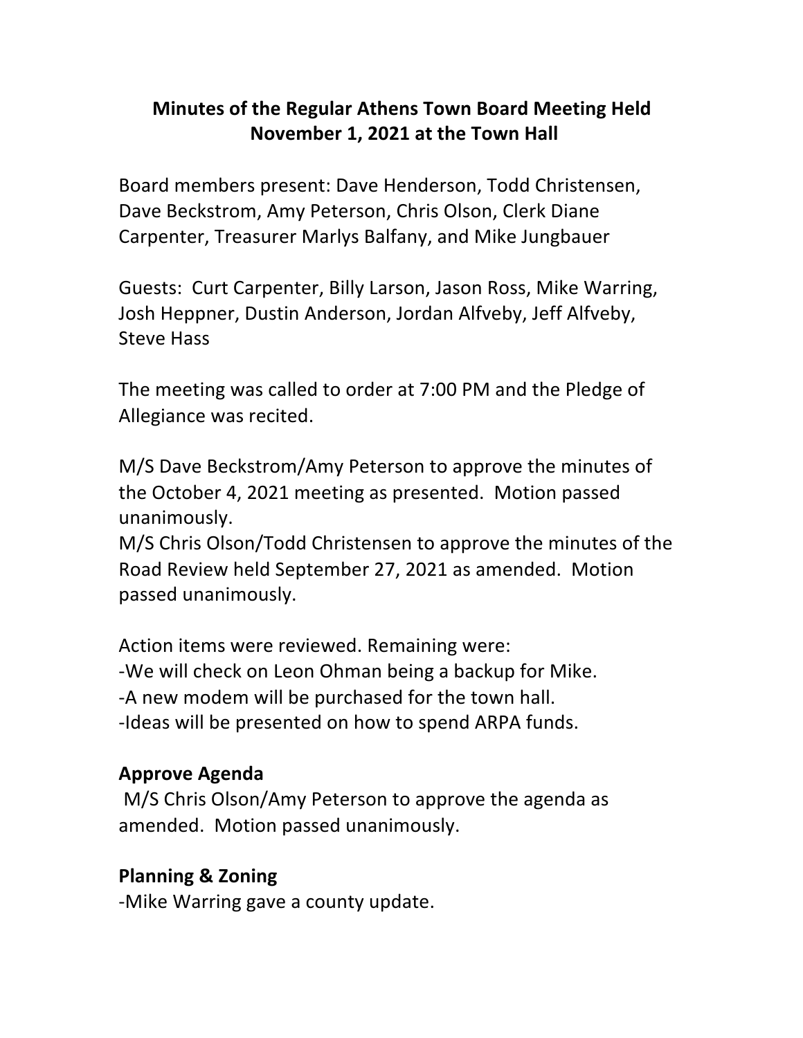# Minutes of the Regular Athens Town Board Meeting Held November 1, 2021 at the Town Hall

Board members present: Dave Henderson, Todd Christensen, Dave Beckstrom, Amy Peterson, Chris Olson, Clerk Diane Carpenter, Treasurer Marlys Balfany, and Mike Jungbauer

Guests: Curt Carpenter, Billy Larson, Jason Ross, Mike Warring, Josh Heppner, Dustin Anderson, Jordan Alfveby, Jeff Alfveby, Steve Hass

The meeting was called to order at 7:00 PM and the Pledge of Allegiance was recited.

M/S Dave Beckstrom/Amy Peterson to approve the minutes of the October 4, 2021 meeting as presented. Motion passed unanimously.
M/S Chris Olson/Todd Christensen to approve the minutes of the Road Review held September 27, 2021 as amended. Motion passed unanimously.

Action items were reviewed. Remaining were:
- We will check on Leon Ohman being a backup for Mike.
- A new modem will be purchased for the town hall.
- Ideas will be presented on how to spend ARPA funds.

## Approve Agenda

M/S Chris Olson/Amy Peterson to approve the agenda as amended. Motion passed unanimously.

## Planning & Zoning

- Mike Warring gave a county update.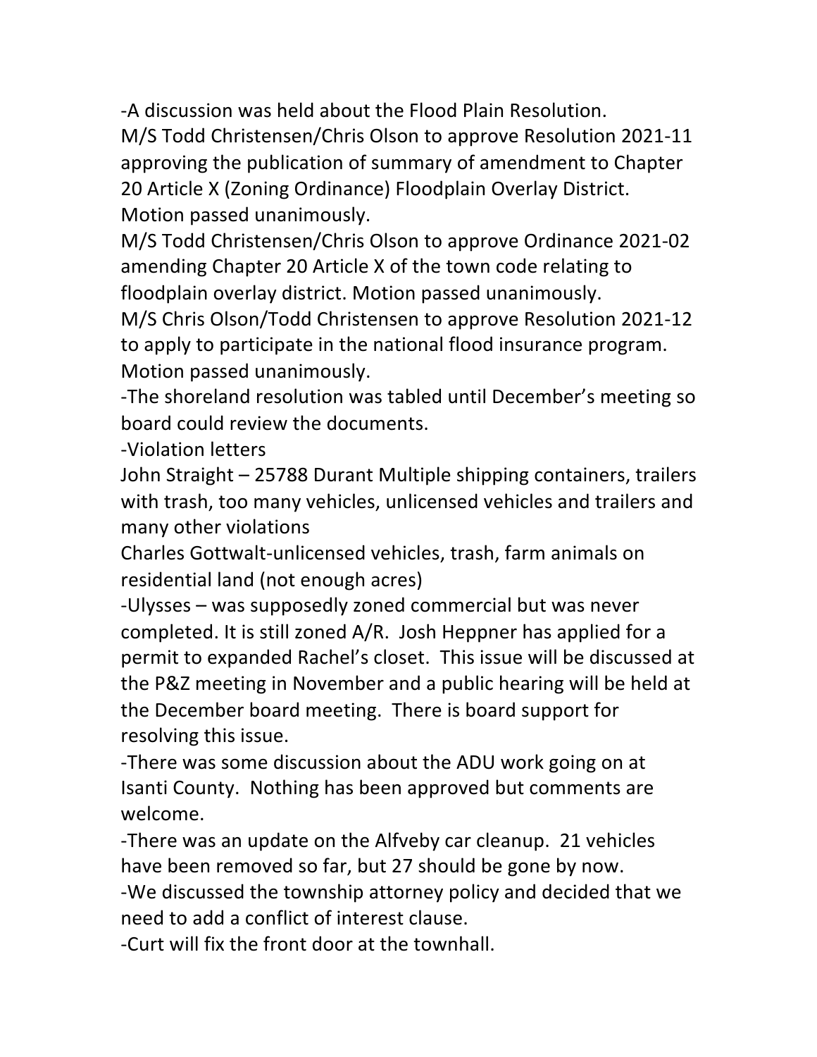-A discussion was held about the Flood Plain Resolution.
M/S Todd Christensen/Chris Olson to approve Resolution 2021-11 approving the publication of summary of amendment to Chapter 20 Article X (Zoning Ordinance) Floodplain Overlay District. Motion passed unanimously.
M/S Todd Christensen/Chris Olson to approve Ordinance 2021-02 amending Chapter 20 Article X of the town code relating to floodplain overlay district. Motion passed unanimously.
M/S Chris Olson/Todd Christensen to approve Resolution 2021-12 to apply to participate in the national flood insurance program. Motion passed unanimously.
-The shoreland resolution was tabled until December's meeting so board could review the documents.
-Violation letters
John Straight – 25788 Durant Multiple shipping containers, trailers with trash, too many vehicles, unlicensed vehicles and trailers and many other violations
Charles Gottwalt-unlicensed vehicles, trash, farm animals on residential land (not enough acres)
-Ulysses – was supposedly zoned commercial but was never completed. It is still zoned A/R. Josh Heppner has applied for a permit to expanded Rachel's closet. This issue will be discussed at the P&Z meeting in November and a public hearing will be held at the December board meeting. There is board support for resolving this issue.
-There was some discussion about the ADU work going on at Isanti County. Nothing has been approved but comments are welcome.
-There was an update on the Alfveby car cleanup. 21 vehicles have been removed so far, but 27 should be gone by now.
-We discussed the township attorney policy and decided that we need to add a conflict of interest clause.
-Curt will fix the front door at the townhall.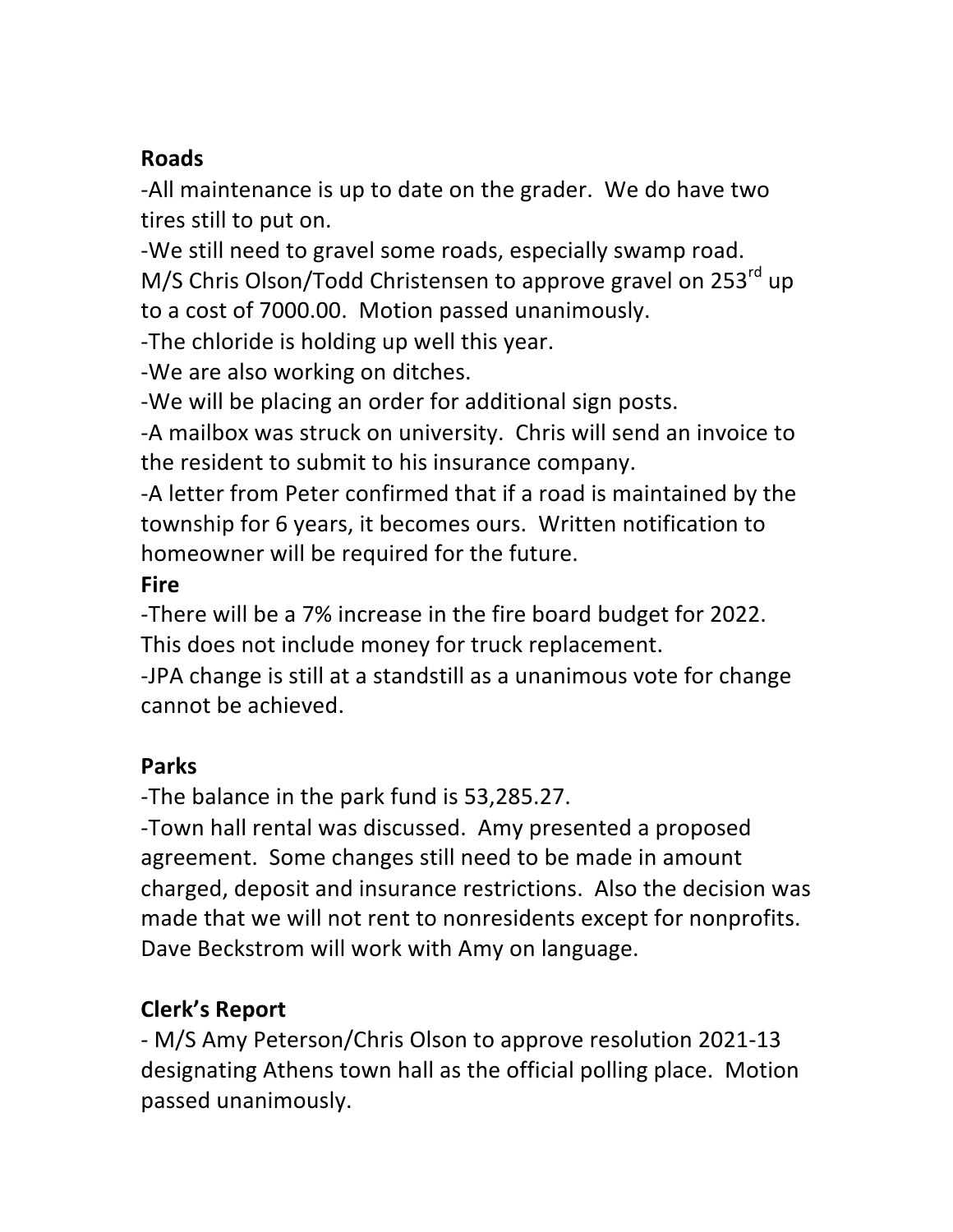**Roads**

-All maintenance is up to date on the grader. We do have two tires still to put on.

-We still need to gravel some roads, especially swamp road.

M/S Chris Olson/Todd Christensen to approve gravel on 253rd up to a cost of 7000.00. Motion passed unanimously.

-The chloride is holding up well this year.

-We are also working on ditches.

-We will be placing an order for additional sign posts.

-A mailbox was struck on university. Chris will send an invoice to the resident to submit to his insurance company.

-A letter from Peter confirmed that if a road is maintained by the township for 6 years, it becomes ours. Written notification to homeowner will be required for the future.

**Fire**

-There will be a 7% increase in the fire board budget for 2022. This does not include money for truck replacement.

-JPA change is still at a standstill as a unanimous vote for change cannot be achieved.

**Parks**

-The balance in the park fund is 53,285.27.

-Town hall rental was discussed. Amy presented a proposed agreement. Some changes still need to be made in amount charged, deposit and insurance restrictions. Also the decision was made that we will not rent to nonresidents except for nonprofits. Dave Beckstrom will work with Amy on language.

**Clerk's Report**

- M/S Amy Peterson/Chris Olson to approve resolution 2021-13 designating Athens town hall as the official polling place. Motion passed unanimously.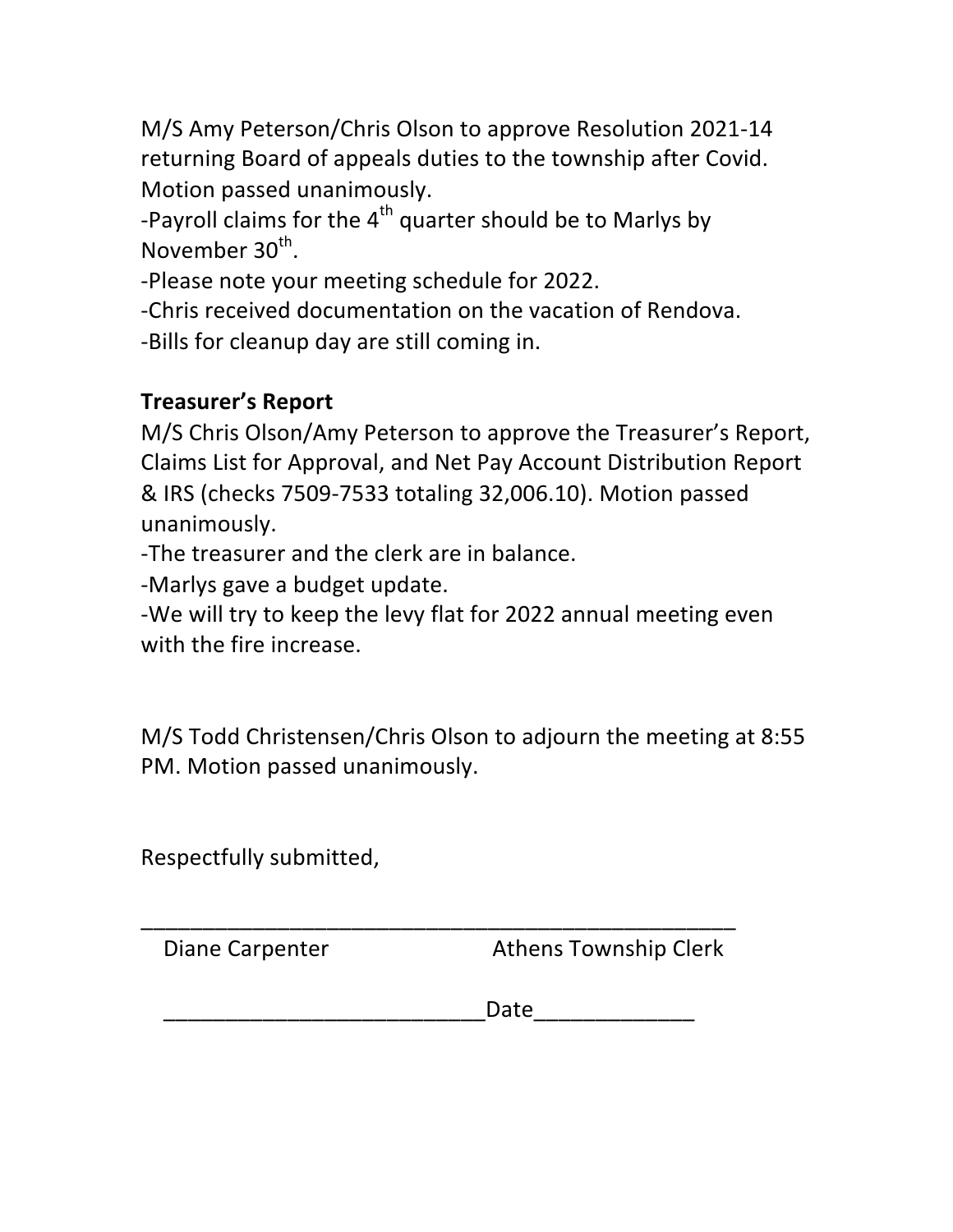M/S Amy Peterson/Chris Olson to approve Resolution 2021-14 returning Board of appeals duties to the township after Covid. Motion passed unanimously.

-Payroll claims for the 4th quarter should be to Marlys by November 30th.

-Please note your meeting schedule for 2022.

-Chris received documentation on the vacation of Rendova.

-Bills for cleanup day are still coming in.

**Treasurer's Report**

M/S Chris Olson/Amy Peterson to approve the Treasurer's Report, Claims List for Approval, and Net Pay Account Distribution Report & IRS (checks 7509-7533 totaling 32,006.10). Motion passed unanimously.

-The treasurer and the clerk are in balance.

-Marlys gave a budget update.

-We will try to keep the levy flat for 2022 annual meeting even with the fire increase.

M/S Todd Christensen/Chris Olson to adjourn the meeting at 8:55 PM. Motion passed unanimously.

Respectfully submitted,

\_\_\_\_\_\_\_\_\_\_\_\_\_\_\_\_\_\_\_\_\_\_\_\_\_\_\_\_\_\_\_\_\_\_\_\_\_\_\_\_\_\_\_\_\_\_\_\_\_\_

Diane Carpenter                    Athens Township Clerk

\_\_\_\_\_\_\_\_\_\_\_\_\_\_\_\_\_\_\_\_\_\_\_\_\_\_\_Date\_\_\_\_\_\_\_\_\_\_\_\_\_